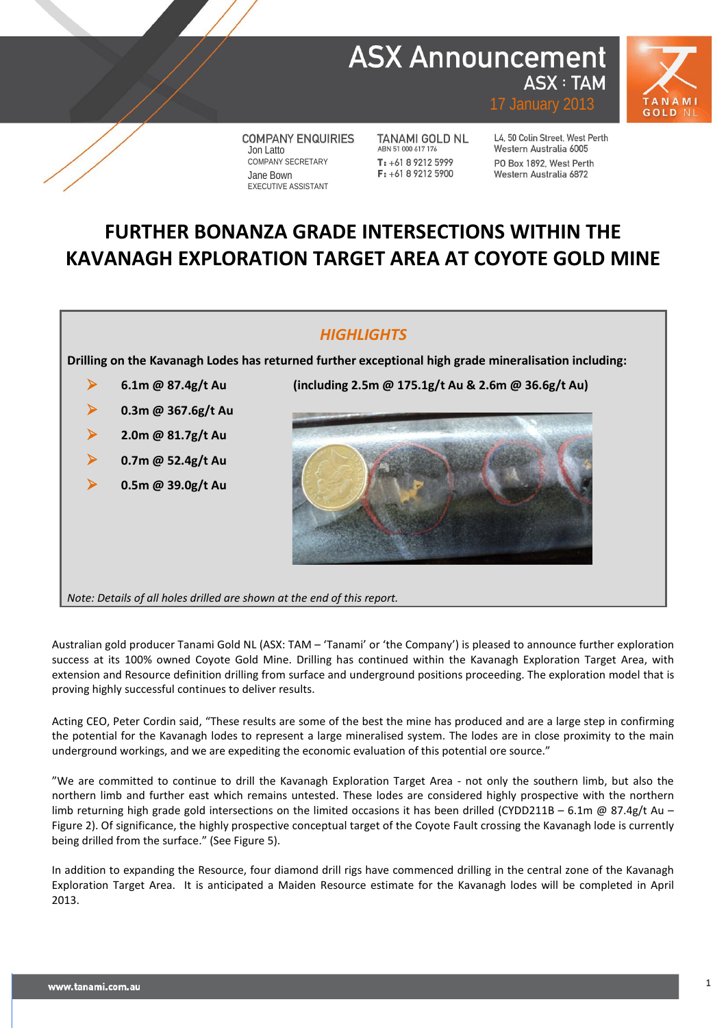# ASX Announcement

ASX : TAM

17 January 2013

COMPANY ENQUIRIES
Jon Latto
COMPANY SECRETARY
Jane Bown
EXECUTIVE ASSISTANT

TANAMI GOLD NL
ABN 51 000 617 176
T: +61 8 9212 5999
F: +61 8 9212 5900

L4, 50 Colin Street, West Perth
Western Australia 6005
PO Box 1892, West Perth
Western Australia 6872

# FURTHER BONANZA GRADE INTERSECTIONS WITHIN THE KAVANAGH EXPLORATION TARGET AREA AT COYOTE GOLD MINE

## *HIGHLIGHTS*

**Drilling on the Kavanagh Lodes has returned further exceptional high grade mineralisation including:**

- **6.1m @ 87.4g/t Au** **(including 2.5m @ 175.1g/t Au & 2.6m @ 36.6g/t Au)**
- **0.3m @ 367.6g/t Au**
- **2.0m @ 81.7g/t Au**
- **0.7m @ 52.4g/t Au**
- **0.5m @ 39.0g/t Au**

*Note: Details of all holes drilled are shown at the end of this report.*

Australian gold producer Tanami Gold NL (ASX: TAM – 'Tanami' or 'the Company') is pleased to announce further exploration success at its 100% owned Coyote Gold Mine. Drilling has continued within the Kavanagh Exploration Target Area, with extension and Resource definition drilling from surface and underground positions proceeding. The exploration model that is proving highly successful continues to deliver results.

Acting CEO, Peter Cordin said, "These results are some of the best the mine has produced and are a large step in confirming the potential for the Kavanagh lodes to represent a large mineralised system. The lodes are in close proximity to the main underground workings, and we are expediting the economic evaluation of this potential ore source."

"We are committed to continue to drill the Kavanagh Exploration Target Area - not only the southern limb, but also the northern limb and further east which remains untested. These lodes are considered highly prospective with the northern limb returning high grade gold intersections on the limited occasions it has been drilled (CYDD211B – 6.1m @ 87.4g/t Au – Figure 2). Of significance, the highly prospective conceptual target of the Coyote Fault crossing the Kavanagh lode is currently being drilled from the surface." (See Figure 5).

In addition to expanding the Resource, four diamond drill rigs have commenced drilling in the central zone of the Kavanagh Exploration Target Area. It is anticipated a Maiden Resource estimate for the Kavanagh lodes will be completed in April 2013.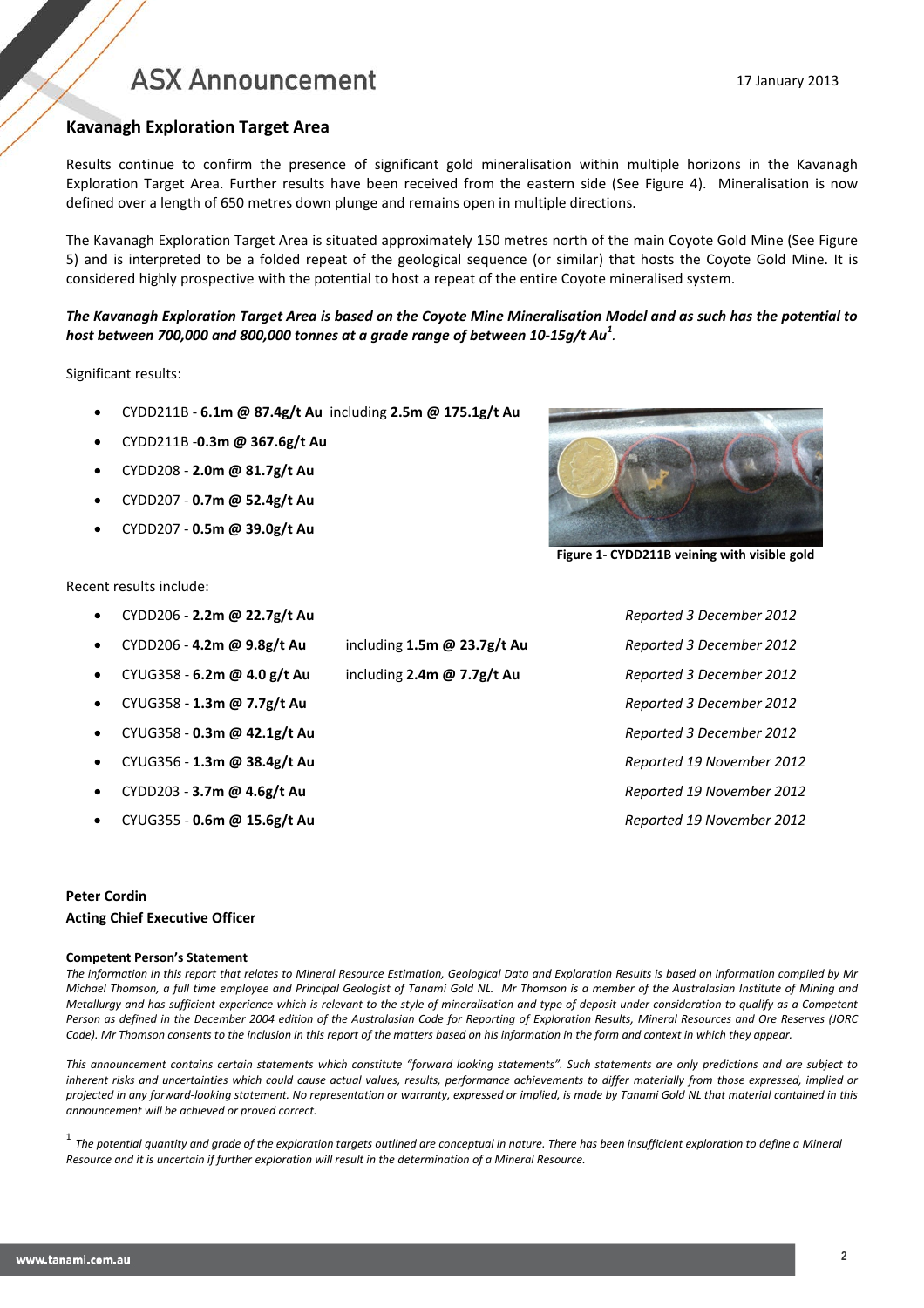## Kavanagh Exploration Target Area

Results continue to confirm the presence of significant gold mineralisation within multiple horizons in the Kavanagh Exploration Target Area. Further results have been received from the eastern side (See Figure 4). Mineralisation is now defined over a length of 650 metres down plunge and remains open in multiple directions.

The Kavanagh Exploration Target Area is situated approximately 150 metres north of the main Coyote Gold Mine (See Figure 5) and is interpreted to be a folded repeat of the geological sequence (or similar) that hosts the Coyote Gold Mine. It is considered highly prospective with the potential to host a repeat of the entire Coyote mineralised system.

***The Kavanagh Exploration Target Area is based on the Coyote Mine Mineralisation Model and as such has the potential to host between 700,000 and 800,000 tonnes at a grade range of between 10-15g/t Au[1].***

Significant results:

- CYDD211B - **6.1m @ 87.4g/t Au** including **2.5m @ 175.1g/t Au**
- CYDD211B -**0.3m @ 367.6g/t Au**
- CYDD208 - **2.0m @ 81.7g/t Au**
- CYDD207 - **0.7m @ 52.4g/t Au**
- CYDD207 - **0.5m @ 39.0g/t Au**

**Figure 1- CYDD211B veining with visible gold**

Recent results include:

- CYDD206 - **2.2m @ 22.7g/t Au** — *Reported 3 December 2012*
- CYDD206 - **4.2m @ 9.8g/t Au** including **1.5m @ 23.7g/t Au** — *Reported 3 December 2012*
- CYUG358 - **6.2m @ 4.0 g/t Au** including **2.4m @ 7.7g/t Au** — *Reported 3 December 2012*
- CYUG358 **- 1.3m @ 7.7g/t Au** — *Reported 3 December 2012*
- CYUG358 - **0.3m @ 42.1g/t Au** — *Reported 3 December 2012*
- CYUG356 - **1.3m @ 38.4g/t Au** — *Reported 19 November 2012*
- CYDD203 - **3.7m @ 4.6g/t Au** — *Reported 19 November 2012*
- CYUG355 - **0.6m @ 15.6g/t Au** — *Reported 19 November 2012*

**Peter Cordin**
**Acting Chief Executive Officer**

#### Competent Person's Statement

*The information in this report that relates to Mineral Resource Estimation, Geological Data and Exploration Results is based on information compiled by Mr Michael Thomson, a full time employee and Principal Geologist of Tanami Gold NL. Mr Thomson is a member of the Australasian Institute of Mining and Metallurgy and has sufficient experience which is relevant to the style of mineralisation and type of deposit under consideration to qualify as a Competent Person as defined in the December 2004 edition of the Australasian Code for Reporting of Exploration Results, Mineral Resources and Ore Reserves (JORC Code). Mr Thomson consents to the inclusion in this report of the matters based on his information in the form and context in which they appear.*

*This announcement contains certain statements which constitute "forward looking statements". Such statements are only predictions and are subject to inherent risks and uncertainties which could cause actual values, results, performance achievements to differ materially from those expressed, implied or projected in any forward-looking statement. No representation or warranty, expressed or implied, is made by Tanami Gold NL that material contained in this announcement will be achieved or proved correct.*

[1] *The potential quantity and grade of the exploration targets outlined are conceptual in nature. There has been insufficient exploration to define a Mineral Resource and it is uncertain if further exploration will result in the determination of a Mineral Resource.*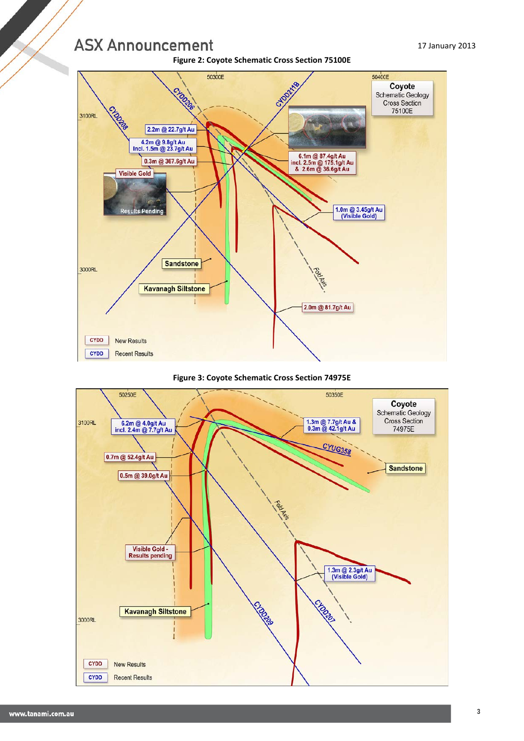**Figure 2: Coyote Schematic Cross Section 75100E**

**Figure 3: Coyote Schematic Cross Section 74975E**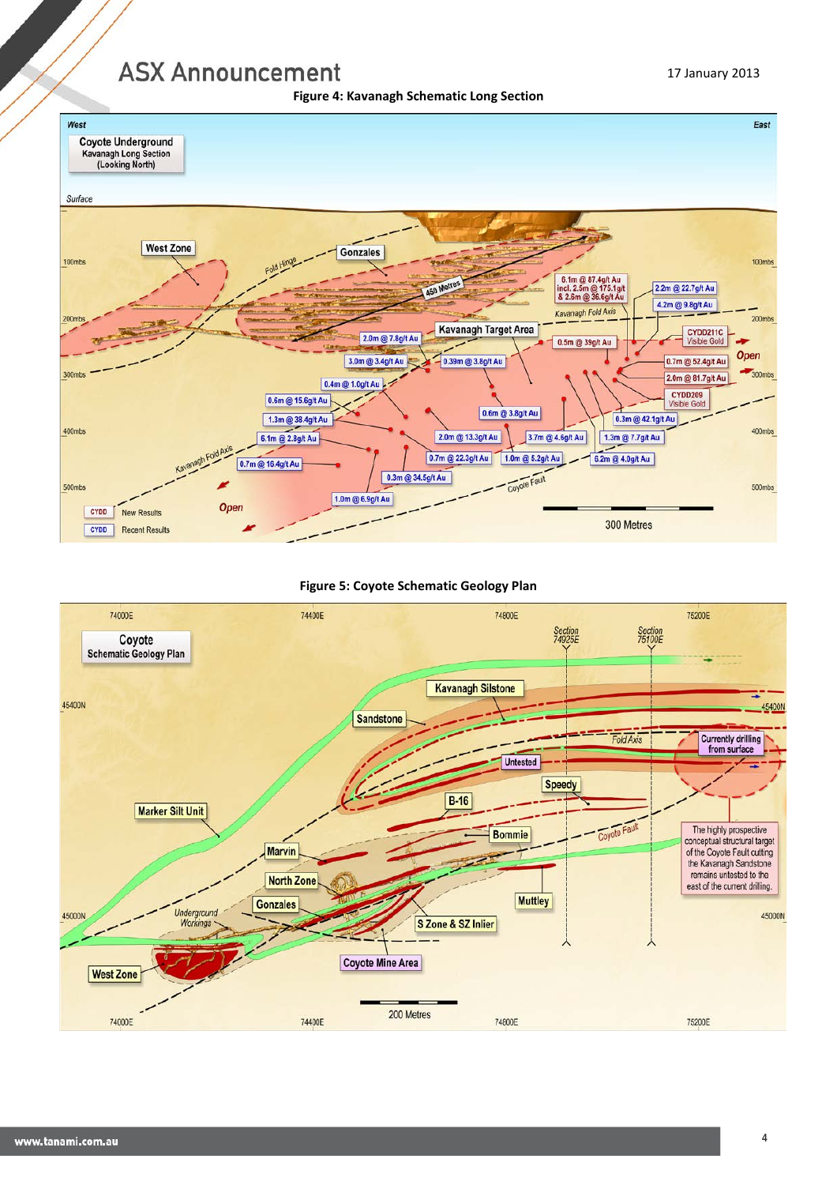**Figure 4: Kavanagh Schematic Long Section**

**Figure 5: Coyote Schematic Geology Plan**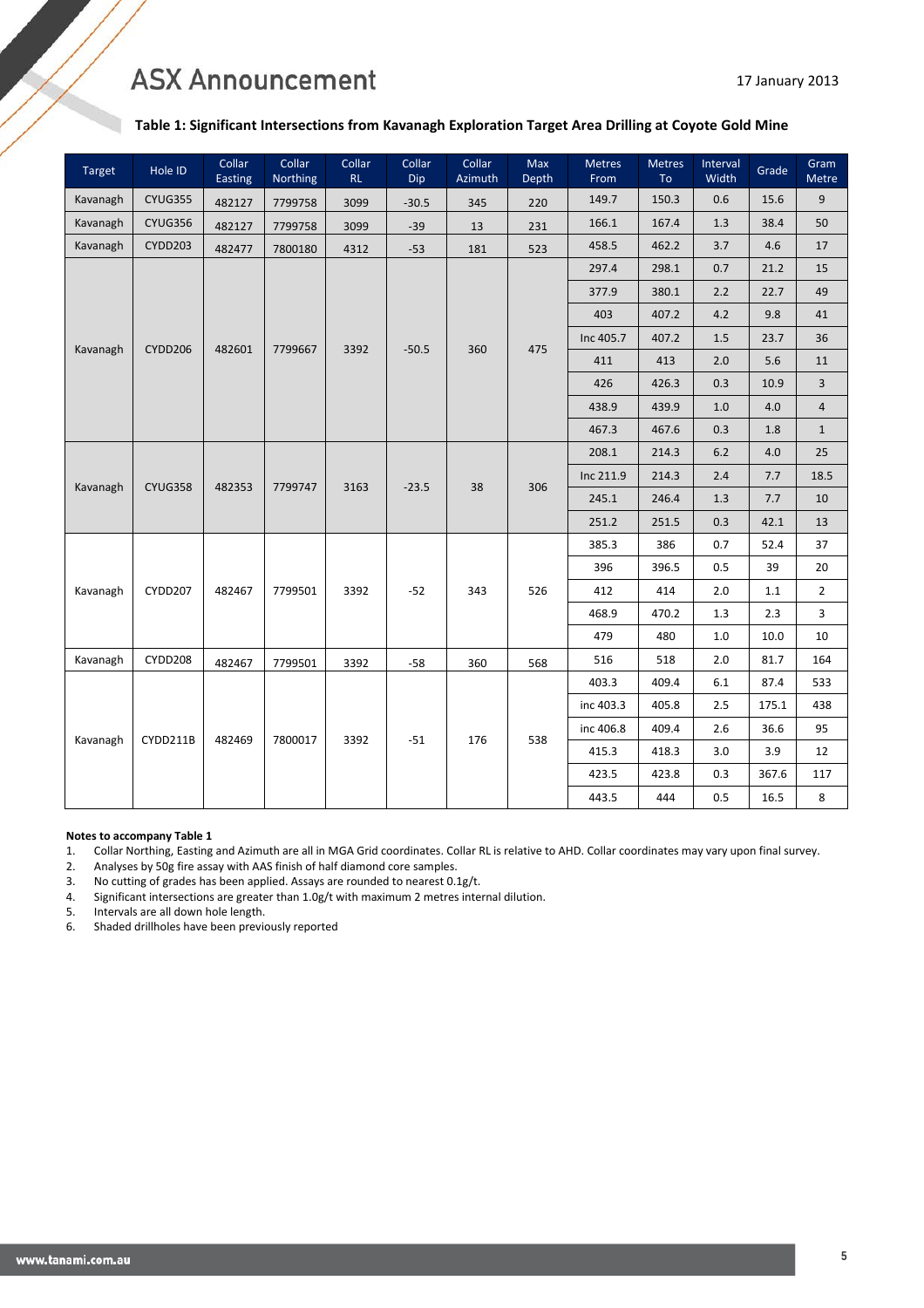### Table 1: Significant Intersections from Kavanagh Exploration Target Area Drilling at Coyote Gold Mine

| Target | Hole ID | Collar Easting | Collar Northing | Collar RL | Collar Dip | Collar Azimuth | Max Depth | Metres From | Metres To | Interval Width | Grade | Gram Metre |
|---|---|---|---|---|---|---|---|---|---|---|---|---|
| Kavanagh | CYUG355 | 482127 | 7799758 | 3099 | -30.5 | 345 | 220 | 149.7 | 150.3 | 0.6 | 15.6 | 9 |
| Kavanagh | CYUG356 | 482127 | 7799758 | 3099 | -39 | 13 | 231 | 166.1 | 167.4 | 1.3 | 38.4 | 50 |
| Kavanagh | CYDD203 | 482477 | 7800180 | 4312 | -53 | 181 | 523 | 458.5 | 462.2 | 3.7 | 4.6 | 17 |
| Kavanagh | CYDD206 | 482601 | 7799667 | 3392 | -50.5 | 360 | 475 | 297.4 | 298.1 | 0.7 | 21.2 | 15 |
| | | | | | | | | 377.9 | 380.1 | 2.2 | 22.7 | 49 |
| | | | | | | | | 403 | 407.2 | 4.2 | 9.8 | 41 |
| | | | | | | | | Inc 405.7 | 407.2 | 1.5 | 23.7 | 36 |
| | | | | | | | | 411 | 413 | 2.0 | 5.6 | 11 |
| | | | | | | | | 426 | 426.3 | 0.3 | 10.9 | 3 |
| | | | | | | | | 438.9 | 439.9 | 1.0 | 4.0 | 4 |
| | | | | | | | | 467.3 | 467.6 | 0.3 | 1.8 | 1 |
| Kavanagh | CYUG358 | 482353 | 7799747 | 3163 | -23.5 | 38 | 306 | 208.1 | 214.3 | 6.2 | 4.0 | 25 |
| | | | | | | | | Inc 211.9 | 214.3 | 2.4 | 7.7 | 18.5 |
| | | | | | | | | 245.1 | 246.4 | 1.3 | 7.7 | 10 |
| | | | | | | | | 251.2 | 251.5 | 0.3 | 42.1 | 13 |
| Kavanagh | CYDD207 | 482467 | 7799501 | 3392 | -52 | 343 | 526 | 385.3 | 386 | 0.7 | 52.4 | 37 |
| | | | | | | | | 396 | 396.5 | 0.5 | 39 | 20 |
| | | | | | | | | 412 | 414 | 2.0 | 1.1 | 2 |
| | | | | | | | | 468.9 | 470.2 | 1.3 | 2.3 | 3 |
| | | | | | | | | 479 | 480 | 1.0 | 10.0 | 10 |
| Kavanagh | CYDD208 | 482467 | 7799501 | 3392 | -58 | 360 | 568 | 516 | 518 | 2.0 | 81.7 | 164 |
| Kavanagh | CYDD211B | 482469 | 7800017 | 3392 | -51 | 176 | 538 | 403.3 | 409.4 | 6.1 | 87.4 | 533 |
| | | | | | | | | inc 403.3 | 405.8 | 2.5 | 175.1 | 438 |
| | | | | | | | | inc 406.8 | 409.4 | 2.6 | 36.6 | 95 |
| | | | | | | | | 415.3 | 418.3 | 3.0 | 3.9 | 12 |
| | | | | | | | | 423.5 | 423.8 | 0.3 | 367.6 | 117 |
| | | | | | | | | 443.5 | 444 | 0.5 | 16.5 | 8 |

**Notes to accompany Table 1**

1. Collar Northing, Easting and Azimuth are all in MGA Grid coordinates. Collar RL is relative to AHD. Collar coordinates may vary upon final survey.
2. Analyses by 50g fire assay with AAS finish of half diamond core samples.
3. No cutting of grades has been applied. Assays are rounded to nearest 0.1g/t.
4. Significant intersections are greater than 1.0g/t with maximum 2 metres internal dilution.
5. Intervals are all down hole length.
6. Shaded drillholes have been previously reported